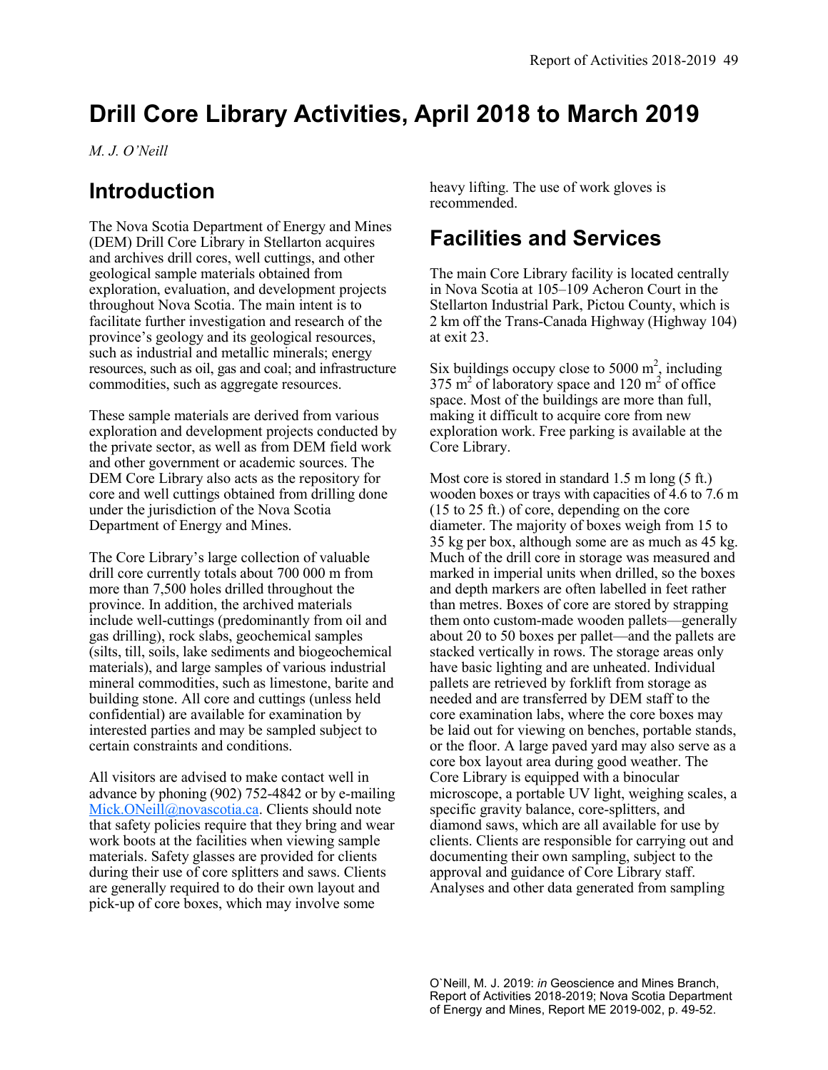# Drill Core Library Activities, April 2018 to March 2019

*M. J. O'Neill*

## Introduction

The Nova Scotia Department of Energy and Mines (DEM) Drill Core Library in Stellarton acquires and archives drill cores, well cuttings, and other geological sample materials obtained from exploration, evaluation, and development projects throughout Nova Scotia. The main intent is to facilitate further investigation and research of the province's geology and its geological resources, such as industrial and metallic minerals; energy resources, such as oil, gas and coal; and infrastructure commodities, such as aggregate resources.

These sample materials are derived from various exploration and development projects conducted by the private sector, as well as from DEM field work and other government or academic sources. The DEM Core Library also acts as the repository for core and well cuttings obtained from drilling done under the jurisdiction of the Nova Scotia Department of Energy and Mines.

The Core Library's large collection of valuable drill core currently totals about 700 000 m from more than 7,500 holes drilled throughout the province. In addition, the archived materials include well-cuttings (predominantly from oil and gas drilling), rock slabs, geochemical samples (silts, till, soils, lake sediments and biogeochemical materials), and large samples of various industrial mineral commodities, such as limestone, barite and building stone. All core and cuttings (unless held confidential) are available for examination by interested parties and may be sampled subject to certain constraints and conditions.

All visitors are advised to make contact well in advance by phoning (902) 752-4842 or by e-mailing [Mick.ONeill@novascotia.ca](mailto:Mick.ONeill@novascotia.ca). Clients should note that safety policies require that they bring and wear work boots at the facilities when viewing sample materials. Safety glasses are provided for clients during their use of core splitters and saws. Clients are generally required to do their own layout and pick-up of core boxes, which may involve some heavy lifting. The use of work gloves is recommended.

## Facilities and Services

The main Core Library facility is located centrally in Nova Scotia at 105–109 Acheron Court in the Stellarton Industrial Park, Pictou County, which is 2 km off the Trans-Canada Highway (Highway 104) at exit 23.

Six buildings occupy close to 5000 $m^2$, including 375 $m^2$ of laboratory space and 120 $m^2$ of office space. Most of the buildings are more than full, making it difficult to acquire core from new exploration work. Free parking is available at the Core Library.

Most core is stored in standard 1.5 m long (5 ft.) wooden boxes or trays with capacities of 4.6 to 7.6 m (15 to 25 ft.) of core, depending on the core diameter. The majority of boxes weigh from 15 to 35 kg per box, although some are as much as 45 kg. Much of the drill core in storage was measured and marked in imperial units when drilled, so the boxes and depth markers are often labelled in feet rather than metres. Boxes of core are stored by strapping them onto custom-made wooden pallets—generally about 20 to 50 boxes per pallet—and the pallets are stacked vertically in rows. The storage areas only have basic lighting and are unheated. Individual pallets are retrieved by forklift from storage as needed and are transferred by DEM staff to the core examination labs, where the core boxes may be laid out for viewing on benches, portable stands, or the floor. A large paved yard may also serve as a core box layout area during good weather. The Core Library is equipped with a binocular microscope, a portable UV light, weighing scales, a specific gravity balance, core-splitters, and diamond saws, which are all available for use by clients. Clients are responsible for carrying out and documenting their own sampling, subject to the approval and guidance of Core Library staff. Analyses and other data generated from sampling

O`Neill, M. J. 2019: *in* Geoscience and Mines Branch, Report of Activities 2018-2019; Nova Scotia Department of Energy and Mines, Report ME 2019-002, p. 49-52.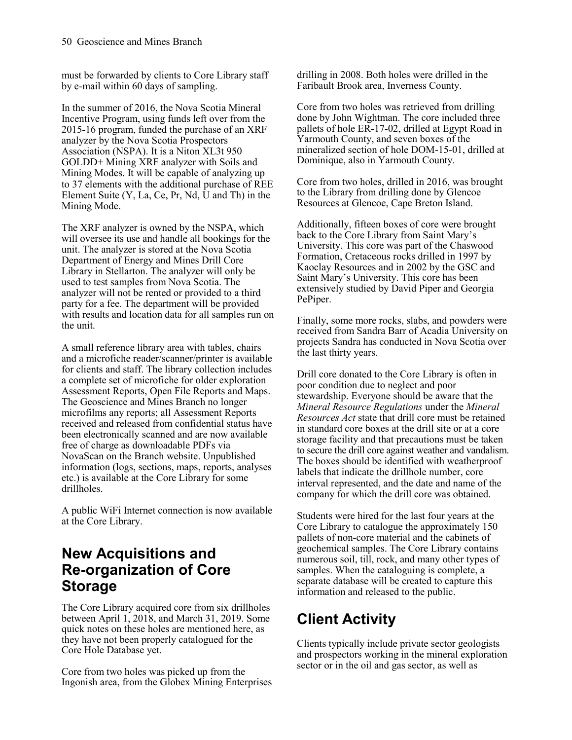must be forwarded by clients to Core Library staff by e-mail within 60 days of sampling.

In the summer of 2016, the Nova Scotia Mineral Incentive Program, using funds left over from the 2015-16 program, funded the purchase of an XRF analyzer by the Nova Scotia Prospectors Association (NSPA). It is a Niton XL3t 950 GOLDD+ Mining XRF analyzer with Soils and Mining Modes. It will be capable of analyzing up to 37 elements with the additional purchase of REE Element Suite (Y, La, Ce, Pr, Nd, U and Th) in the Mining Mode.

The XRF analyzer is owned by the NSPA, which will oversee its use and handle all bookings for the unit. The analyzer is stored at the Nova Scotia Department of Energy and Mines Drill Core Library in Stellarton. The analyzer will only be used to test samples from Nova Scotia. The analyzer will not be rented or provided to a third party for a fee. The department will be provided with results and location data for all samples run on the unit.

A small reference library area with tables, chairs and a microfiche reader/scanner/printer is available for clients and staff. The library collection includes a complete set of microfiche for older exploration Assessment Reports, Open File Reports and Maps. The Geoscience and Mines Branch no longer microfilms any reports; all Assessment Reports received and released from confidential status have been electronically scanned and are now available free of charge as downloadable PDFs via NovaScan on the Branch website. Unpublished information (logs, sections, maps, reports, analyses etc.) is available at the Core Library for some drillholes.

A public WiFi Internet connection is now available at the Core Library.

## New Acquisitions and Re-organization of Core Storage

The Core Library acquired core from six drillholes between April 1, 2018, and March 31, 2019. Some quick notes on these holes are mentioned here, as they have not been properly catalogued for the Core Hole Database yet.

Core from two holes was picked up from the Ingonish area, from the Globex Mining Enterprises drilling in 2008. Both holes were drilled in the Faribault Brook area, Inverness County.

Core from two holes was retrieved from drilling done by John Wightman. The core included three pallets of hole ER-17-02, drilled at Egypt Road in Yarmouth County, and seven boxes of the mineralized section of hole DOM-15-01, drilled at Dominique, also in Yarmouth County.

Core from two holes, drilled in 2016, was brought to the Library from drilling done by Glencoe Resources at Glencoe, Cape Breton Island.

Additionally, fifteen boxes of core were brought back to the Core Library from Saint Mary's University. This core was part of the Chaswood Formation, Cretaceous rocks drilled in 1997 by Kaoclay Resources and in 2002 by the GSC and Saint Mary's University. This core has been extensively studied by David Piper and Georgia PePiper.

Finally, some more rocks, slabs, and powders were received from Sandra Barr of Acadia University on projects Sandra has conducted in Nova Scotia over the last thirty years.

Drill core donated to the Core Library is often in poor condition due to neglect and poor stewardship. Everyone should be aware that the *Mineral Resource Regulations* under the *Mineral Resources Act* state that drill core must be retained in standard core boxes at the drill site or at a core storage facility and that precautions must be taken to secure the drill core against weather and vandalism. The boxes should be identified with weatherproof labels that indicate the drillhole number, core interval represented, and the date and name of the company for which the drill core was obtained.

Students were hired for the last four years at the Core Library to catalogue the approximately 150 pallets of non-core material and the cabinets of geochemical samples. The Core Library contains numerous soil, till, rock, and many other types of samples. When the cataloguing is complete, a separate database will be created to capture this information and released to the public.

## Client Activity

Clients typically include private sector geologists and prospectors working in the mineral exploration sector or in the oil and gas sector, as well as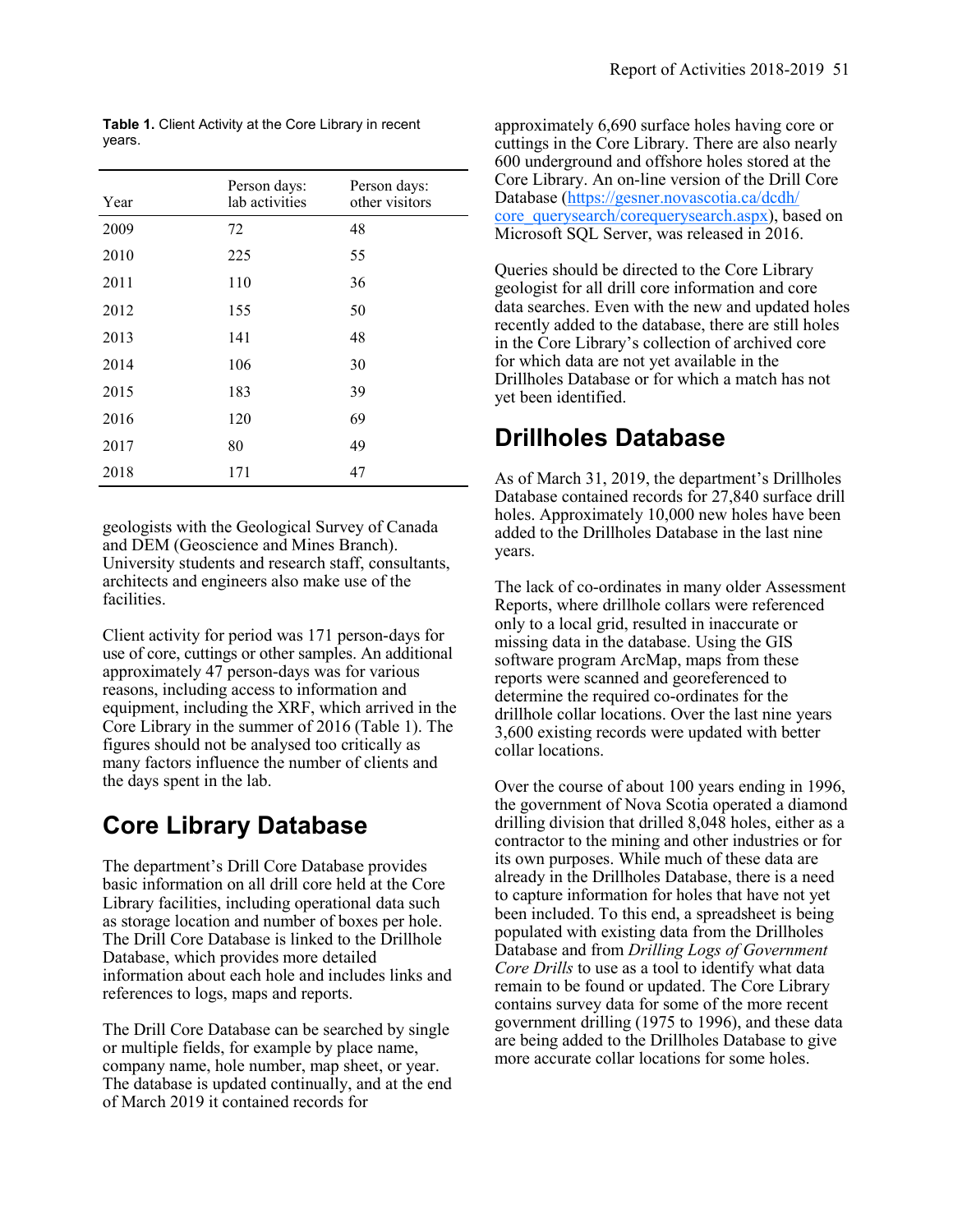**Table 1.** Client Activity at the Core Library in recent years.

| Year | Person days: lab activities | Person days: other visitors |
|---|---|---|
| 2009 | 72 | 48 |
| 2010 | 225 | 55 |
| 2011 | 110 | 36 |
| 2012 | 155 | 50 |
| 2013 | 141 | 48 |
| 2014 | 106 | 30 |
| 2015 | 183 | 39 |
| 2016 | 120 | 69 |
| 2017 | 80 | 49 |
| 2018 | 171 | 47 |

geologists with the Geological Survey of Canada and DEM (Geoscience and Mines Branch). University students and research staff, consultants, architects and engineers also make use of the facilities.

Client activity for period was 171 person-days for use of core, cuttings or other samples. An additional approximately 47 person-days was for various reasons, including access to information and equipment, including the XRF, which arrived in the Core Library in the summer of 2016 (Table 1). The figures should not be analysed too critically as many factors influence the number of clients and the days spent in the lab.

## Core Library Database

The department's Drill Core Database provides basic information on all drill core held at the Core Library facilities, including operational data such as storage location and number of boxes per hole. The Drill Core Database is linked to the Drillhole Database, which provides more detailed information about each hole and includes links and references to logs, maps and reports.

The Drill Core Database can be searched by single or multiple fields, for example by place name, company name, hole number, map sheet, or year. The database is updated continually, and at the end of March 2019 it contained records for approximately 6,690 surface holes having core or cuttings in the Core Library. There are also nearly 600 underground and offshore holes stored at the Core Library. An on-line version of the Drill Core Database (https://gesner.novascotia.ca/dcdh/core_querysearch/corequerysearch.aspx), based on Microsoft SQL Server, was released in 2016.

Queries should be directed to the Core Library geologist for all drill core information and core data searches. Even with the new and updated holes recently added to the database, there are still holes in the Core Library's collection of archived core for which data are not yet available in the Drillholes Database or for which a match has not yet been identified.

## Drillholes Database

As of March 31, 2019, the department's Drillholes Database contained records for 27,840 surface drill holes. Approximately 10,000 new holes have been added to the Drillholes Database in the last nine years.

The lack of co-ordinates in many older Assessment Reports, where drillhole collars were referenced only to a local grid, resulted in inaccurate or missing data in the database. Using the GIS software program ArcMap, maps from these reports were scanned and georeferenced to determine the required co-ordinates for the drillhole collar locations. Over the last nine years 3,600 existing records were updated with better collar locations.

Over the course of about 100 years ending in 1996, the government of Nova Scotia operated a diamond drilling division that drilled 8,048 holes, either as a contractor to the mining and other industries or for its own purposes. While much of these data are already in the Drillholes Database, there is a need to capture information for holes that have not yet been included. To this end, a spreadsheet is being populated with existing data from the Drillholes Database and from *Drilling Logs of Government Core Drills* to use as a tool to identify what data remain to be found or updated. The Core Library contains survey data for some of the more recent government drilling (1975 to 1996), and these data are being added to the Drillholes Database to give more accurate collar locations for some holes.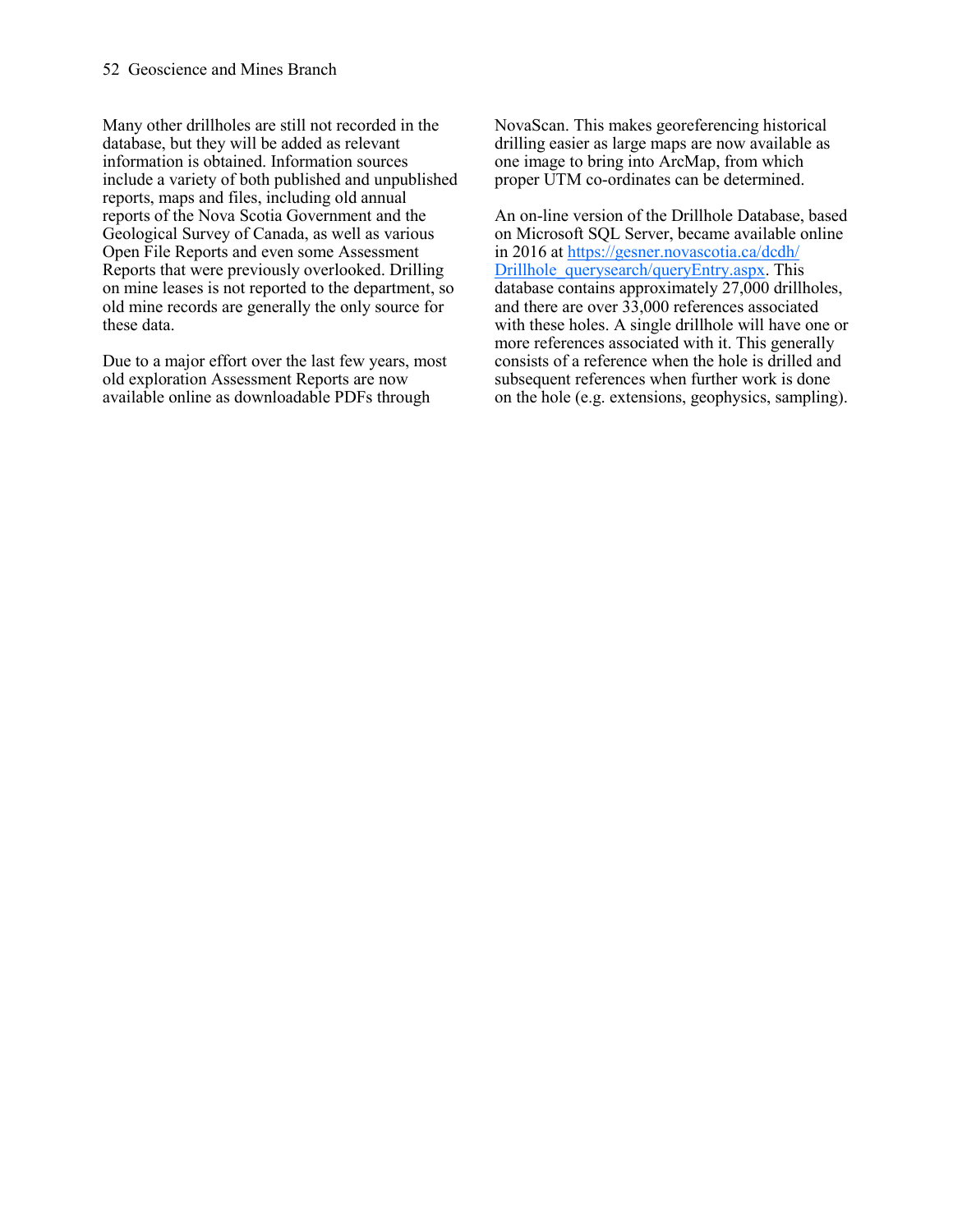Many other drillholes are still not recorded in the database, but they will be added as relevant information is obtained. Information sources include a variety of both published and unpublished reports, maps and files, including old annual reports of the Nova Scotia Government and the Geological Survey of Canada, as well as various Open File Reports and even some Assessment Reports that were previously overlooked. Drilling on mine leases is not reported to the department, so old mine records are generally the only source for these data.

Due to a major effort over the last few years, most old exploration Assessment Reports are now available online as downloadable PDFs through NovaScan. This makes georeferencing historical drilling easier as large maps are now available as one image to bring into ArcMap, from which proper UTM co-ordinates can be determined.

An on-line version of the Drillhole Database, based on Microsoft SQL Server, became available online in 2016 at https://gesner.novascotia.ca/dcdh/Drillhole_querysearch/queryEntry.aspx. This database contains approximately 27,000 drillholes, and there are over 33,000 references associated with these holes. A single drillhole will have one or more references associated with it. This generally consists of a reference when the hole is drilled and subsequent references when further work is done on the hole (e.g. extensions, geophysics, sampling).